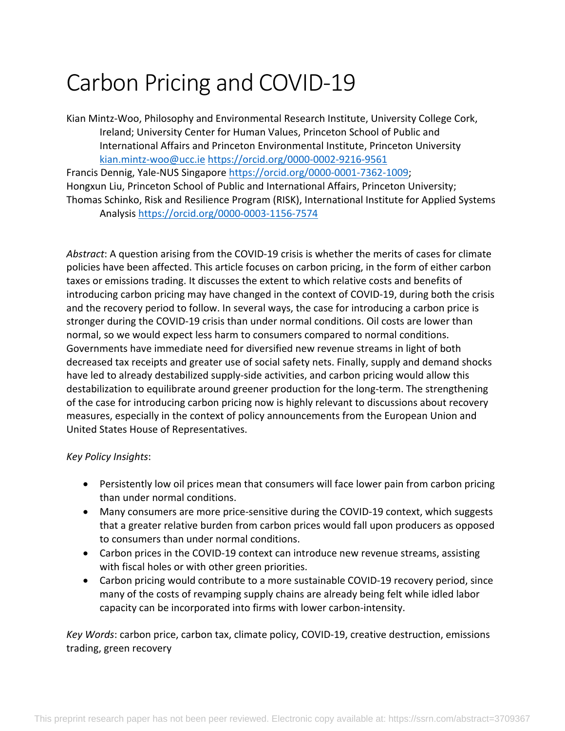# Carbon Pricing and COVID-19

Kian Mintz-Woo, Philosophy and Environmental Research Institute, University College Cork, Ireland; University Center for Human Values, Princeton School of Public and International Affairs and Princeton Environmental Institute, Princeton University kian.mintz-woo@ucc.ie https://orcid.org/0000-0002-9216-9561

Francis Dennig, Yale-NUS Singapore https://orcid.org/0000-0001-7362-1009;

Hongxun Liu, Princeton School of Public and International Affairs, Princeton University;

Thomas Schinko, Risk and Resilience Program (RISK), International Institute for Applied Systems Analysis https://orcid.org/0000-0003-1156-7574

*Abstract*: A question arising from the COVID-19 crisis is whether the merits of cases for climate policies have been affected. This article focuses on carbon pricing, in the form of either carbon taxes or emissions trading. It discusses the extent to which relative costs and benefits of introducing carbon pricing may have changed in the context of COVID-19, during both the crisis and the recovery period to follow. In several ways, the case for introducing a carbon price is stronger during the COVID-19 crisis than under normal conditions. Oil costs are lower than normal, so we would expect less harm to consumers compared to normal conditions. Governments have immediate need for diversified new revenue streams in light of both decreased tax receipts and greater use of social safety nets. Finally, supply and demand shocks have led to already destabilized supply-side activities, and carbon pricing would allow this destabilization to equilibrate around greener production for the long-term. The strengthening of the case for introducing carbon pricing now is highly relevant to discussions about recovery measures, especially in the context of policy announcements from the European Union and United States House of Representatives.

*Key Policy Insights*:

- Persistently low oil prices mean that consumers will face lower pain from carbon pricing than under normal conditions.
- Many consumers are more price-sensitive during the COVID-19 context, which suggests that a greater relative burden from carbon prices would fall upon producers as opposed to consumers than under normal conditions.
- Carbon prices in the COVID-19 context can introduce new revenue streams, assisting with fiscal holes or with other green priorities.
- Carbon pricing would contribute to a more sustainable COVID-19 recovery period, since many of the costs of revamping supply chains are already being felt while idled labor capacity can be incorporated into firms with lower carbon-intensity.

*Key Words*: carbon price, carbon tax, climate policy, COVID-19, creative destruction, emissions trading, green recovery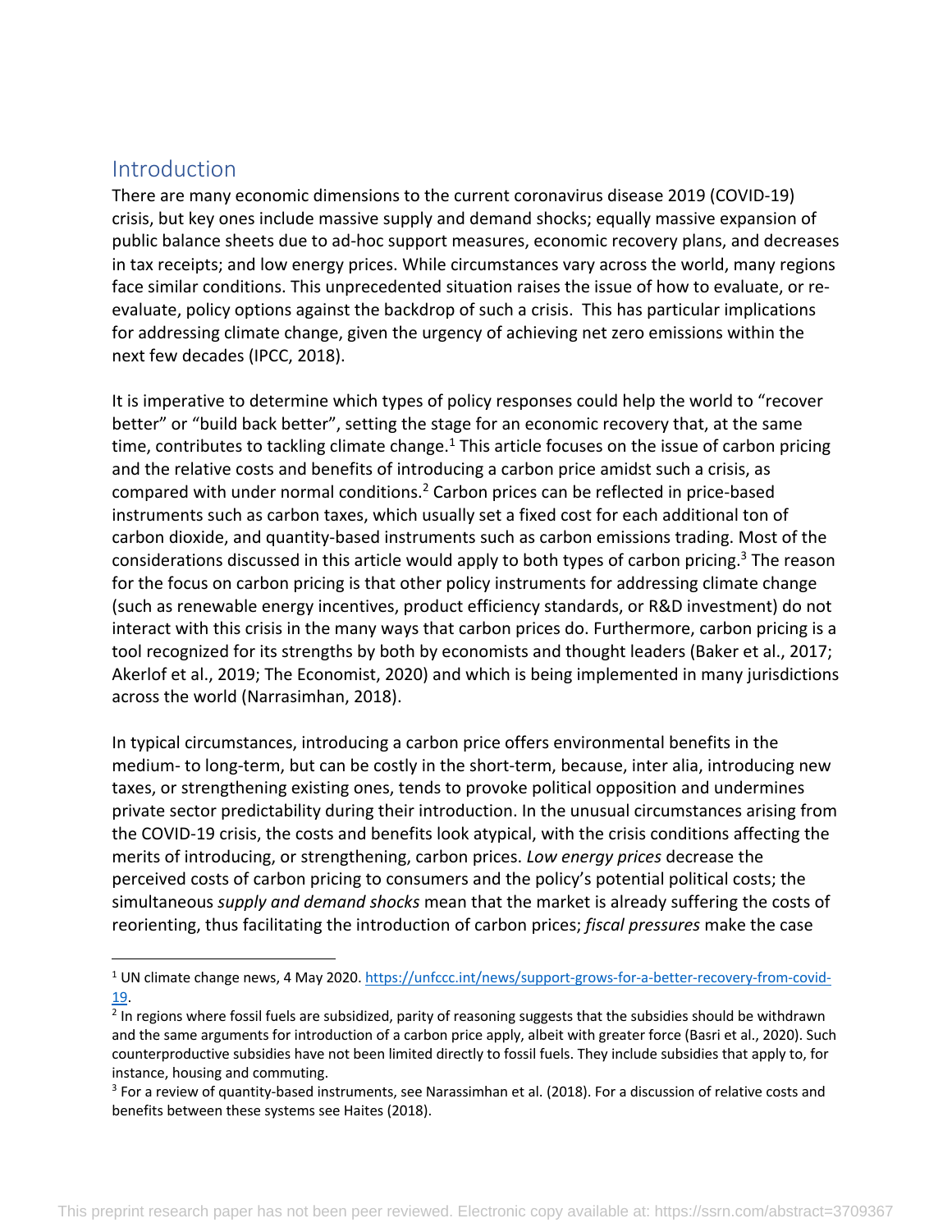## Introduction

There are many economic dimensions to the current coronavirus disease 2019 (COVID-19) crisis, but key ones include massive supply and demand shocks; equally massive expansion of public balance sheets due to ad-hoc support measures, economic recovery plans, and decreases in tax receipts; and low energy prices. While circumstances vary across the world, many regions face similar conditions. This unprecedented situation raises the issue of how to evaluate, or re-evaluate, policy options against the backdrop of such a crisis. This has particular implications for addressing climate change, given the urgency of achieving net zero emissions within the next few decades (IPCC, 2018).

It is imperative to determine which types of policy responses could help the world to "recover better" or "build back better", setting the stage for an economic recovery that, at the same time, contributes to tackling climate change.[1] This article focuses on the issue of carbon pricing and the relative costs and benefits of introducing a carbon price amidst such a crisis, as compared with under normal conditions.[2] Carbon prices can be reflected in price-based instruments such as carbon taxes, which usually set a fixed cost for each additional ton of carbon dioxide, and quantity-based instruments such as carbon emissions trading. Most of the considerations discussed in this article would apply to both types of carbon pricing.[3] The reason for the focus on carbon pricing is that other policy instruments for addressing climate change (such as renewable energy incentives, product efficiency standards, or R&D investment) do not interact with this crisis in the many ways that carbon prices do. Furthermore, carbon pricing is a tool recognized for its strengths by both by economists and thought leaders (Baker et al., 2017; Akerlof et al., 2019; The Economist, 2020) and which is being implemented in many jurisdictions across the world (Narrasimhan, 2018).

In typical circumstances, introducing a carbon price offers environmental benefits in the medium- to long-term, but can be costly in the short-term, because, inter alia, introducing new taxes, or strengthening existing ones, tends to provoke political opposition and undermines private sector predictability during their introduction. In the unusual circumstances arising from the COVID-19 crisis, the costs and benefits look atypical, with the crisis conditions affecting the merits of introducing, or strengthening, carbon prices. *Low energy prices* decrease the perceived costs of carbon pricing to consumers and the policy's potential political costs; the simultaneous *supply and demand shocks* mean that the market is already suffering the costs of reorienting, thus facilitating the introduction of carbon prices; *fiscal pressures* make the case

---

[1] UN climate change news, 4 May 2020. https://unfccc.int/news/support-grows-for-a-better-recovery-from-covid-19.

[2] In regions where fossil fuels are subsidized, parity of reasoning suggests that the subsidies should be withdrawn and the same arguments for introduction of a carbon price apply, albeit with greater force (Basri et al., 2020). Such counterproductive subsidies have not been limited directly to fossil fuels. They include subsidies that apply to, for instance, housing and commuting.

[3] For a review of quantity-based instruments, see Narassimhan et al. (2018). For a discussion of relative costs and benefits between these systems see Haites (2018).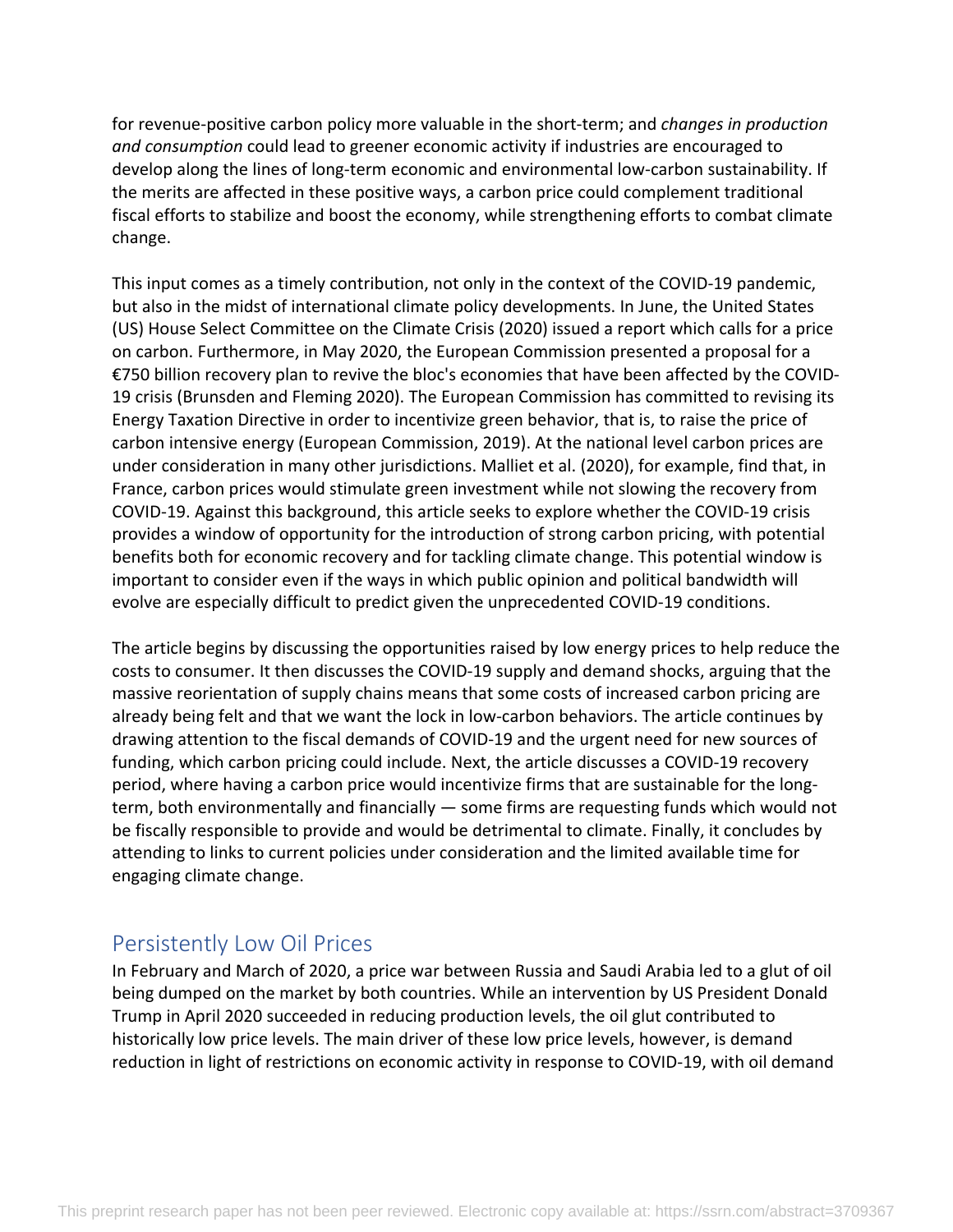for revenue-positive carbon policy more valuable in the short-term; and *changes in production and consumption* could lead to greener economic activity if industries are encouraged to develop along the lines of long-term economic and environmental low-carbon sustainability. If the merits are affected in these positive ways, a carbon price could complement traditional fiscal efforts to stabilize and boost the economy, while strengthening efforts to combat climate change.

This input comes as a timely contribution, not only in the context of the COVID-19 pandemic, but also in the midst of international climate policy developments. In June, the United States (US) House Select Committee on the Climate Crisis (2020) issued a report which calls for a price on carbon. Furthermore, in May 2020, the European Commission presented a proposal for a €750 billion recovery plan to revive the bloc's economies that have been affected by the COVID-19 crisis (Brunsden and Fleming 2020). The European Commission has committed to revising its Energy Taxation Directive in order to incentivize green behavior, that is, to raise the price of carbon intensive energy (European Commission, 2019). At the national level carbon prices are under consideration in many other jurisdictions. Malliet et al. (2020), for example, find that, in France, carbon prices would stimulate green investment while not slowing the recovery from COVID-19. Against this background, this article seeks to explore whether the COVID-19 crisis provides a window of opportunity for the introduction of strong carbon pricing, with potential benefits both for economic recovery and for tackling climate change. This potential window is important to consider even if the ways in which public opinion and political bandwidth will evolve are especially difficult to predict given the unprecedented COVID-19 conditions.

The article begins by discussing the opportunities raised by low energy prices to help reduce the costs to consumer. It then discusses the COVID-19 supply and demand shocks, arguing that the massive reorientation of supply chains means that some costs of increased carbon pricing are already being felt and that we want the lock in low-carbon behaviors. The article continues by drawing attention to the fiscal demands of COVID-19 and the urgent need for new sources of funding, which carbon pricing could include. Next, the article discusses a COVID-19 recovery period, where having a carbon price would incentivize firms that are sustainable for the long-term, both environmentally and financially — some firms are requesting funds which would not be fiscally responsible to provide and would be detrimental to climate. Finally, it concludes by attending to links to current policies under consideration and the limited available time for engaging climate change.

## Persistently Low Oil Prices

In February and March of 2020, a price war between Russia and Saudi Arabia led to a glut of oil being dumped on the market by both countries. While an intervention by US President Donald Trump in April 2020 succeeded in reducing production levels, the oil glut contributed to historically low price levels. The main driver of these low price levels, however, is demand reduction in light of restrictions on economic activity in response to COVID-19, with oil demand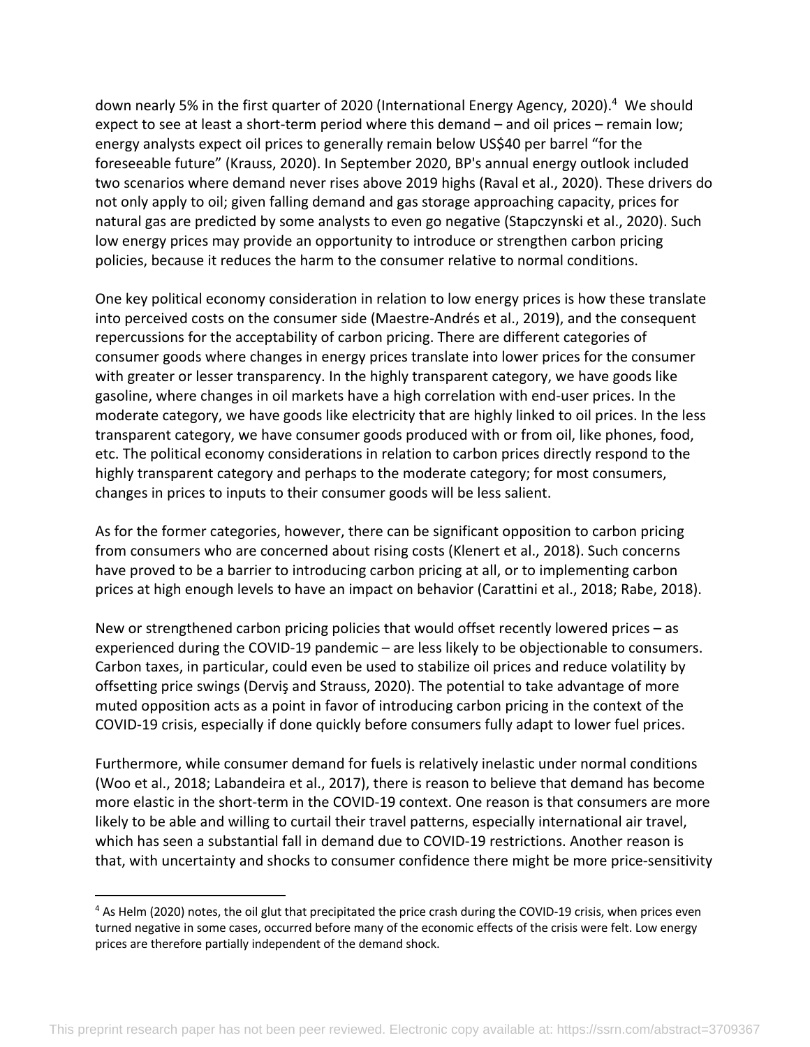down nearly 5% in the first quarter of 2020 (International Energy Agency, 2020).[4] We should expect to see at least a short-term period where this demand – and oil prices – remain low; energy analysts expect oil prices to generally remain below US$40 per barrel "for the foreseeable future" (Krauss, 2020). In September 2020, BP's annual energy outlook included two scenarios where demand never rises above 2019 highs (Raval et al., 2020). These drivers do not only apply to oil; given falling demand and gas storage approaching capacity, prices for natural gas are predicted by some analysts to even go negative (Stapczynski et al., 2020). Such low energy prices may provide an opportunity to introduce or strengthen carbon pricing policies, because it reduces the harm to the consumer relative to normal conditions.

One key political economy consideration in relation to low energy prices is how these translate into perceived costs on the consumer side (Maestre-Andrés et al., 2019), and the consequent repercussions for the acceptability of carbon pricing. There are different categories of consumer goods where changes in energy prices translate into lower prices for the consumer with greater or lesser transparency. In the highly transparent category, we have goods like gasoline, where changes in oil markets have a high correlation with end-user prices. In the moderate category, we have goods like electricity that are highly linked to oil prices. In the less transparent category, we have consumer goods produced with or from oil, like phones, food, etc. The political economy considerations in relation to carbon prices directly respond to the highly transparent category and perhaps to the moderate category; for most consumers, changes in prices to inputs to their consumer goods will be less salient.

As for the former categories, however, there can be significant opposition to carbon pricing from consumers who are concerned about rising costs (Klenert et al., 2018). Such concerns have proved to be a barrier to introducing carbon pricing at all, or to implementing carbon prices at high enough levels to have an impact on behavior (Carattini et al., 2018; Rabe, 2018).

New or strengthened carbon pricing policies that would offset recently lowered prices – as experienced during the COVID-19 pandemic – are less likely to be objectionable to consumers. Carbon taxes, in particular, could even be used to stabilize oil prices and reduce volatility by offsetting price swings (Derviş and Strauss, 2020). The potential to take advantage of more muted opposition acts as a point in favor of introducing carbon pricing in the context of the COVID-19 crisis, especially if done quickly before consumers fully adapt to lower fuel prices.

Furthermore, while consumer demand for fuels is relatively inelastic under normal conditions (Woo et al., 2018; Labandeira et al., 2017), there is reason to believe that demand has become more elastic in the short-term in the COVID-19 context. One reason is that consumers are more likely to be able and willing to curtail their travel patterns, especially international air travel, which has seen a substantial fall in demand due to COVID-19 restrictions. Another reason is that, with uncertainty and shocks to consumer confidence there might be more price-sensitivity

---

[4] As Helm (2020) notes, the oil glut that precipitated the price crash during the COVID-19 crisis, when prices even turned negative in some cases, occurred before many of the economic effects of the crisis were felt. Low energy prices are therefore partially independent of the demand shock.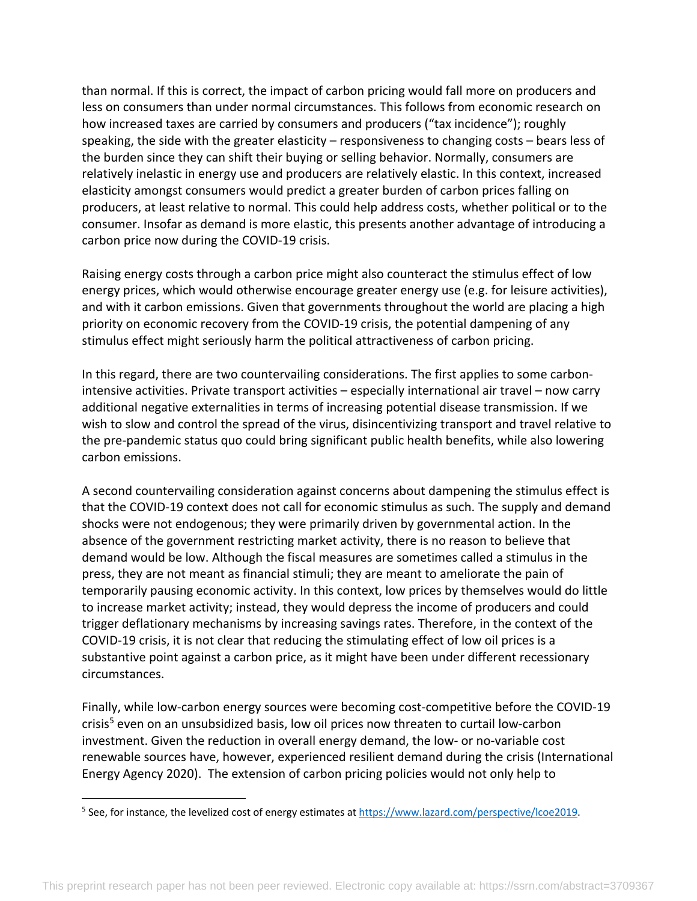than normal. If this is correct, the impact of carbon pricing would fall more on producers and less on consumers than under normal circumstances. This follows from economic research on how increased taxes are carried by consumers and producers ("tax incidence"); roughly speaking, the side with the greater elasticity – responsiveness to changing costs – bears less of the burden since they can shift their buying or selling behavior. Normally, consumers are relatively inelastic in energy use and producers are relatively elastic. In this context, increased elasticity amongst consumers would predict a greater burden of carbon prices falling on producers, at least relative to normal. This could help address costs, whether political or to the consumer. Insofar as demand is more elastic, this presents another advantage of introducing a carbon price now during the COVID-19 crisis.

Raising energy costs through a carbon price might also counteract the stimulus effect of low energy prices, which would otherwise encourage greater energy use (e.g. for leisure activities), and with it carbon emissions. Given that governments throughout the world are placing a high priority on economic recovery from the COVID-19 crisis, the potential dampening of any stimulus effect might seriously harm the political attractiveness of carbon pricing.

In this regard, there are two countervailing considerations. The first applies to some carbon-intensive activities. Private transport activities – especially international air travel – now carry additional negative externalities in terms of increasing potential disease transmission. If we wish to slow and control the spread of the virus, disincentivizing transport and travel relative to the pre-pandemic status quo could bring significant public health benefits, while also lowering carbon emissions.

A second countervailing consideration against concerns about dampening the stimulus effect is that the COVID-19 context does not call for economic stimulus as such. The supply and demand shocks were not endogenous; they were primarily driven by governmental action. In the absence of the government restricting market activity, there is no reason to believe that demand would be low. Although the fiscal measures are sometimes called a stimulus in the press, they are not meant as financial stimuli; they are meant to ameliorate the pain of temporarily pausing economic activity. In this context, low prices by themselves would do little to increase market activity; instead, they would depress the income of producers and could trigger deflationary mechanisms by increasing savings rates. Therefore, in the context of the COVID-19 crisis, it is not clear that reducing the stimulating effect of low oil prices is a substantive point against a carbon price, as it might have been under different recessionary circumstances.

Finally, while low-carbon energy sources were becoming cost-competitive before the COVID-19 crisis[5] even on an unsubsidized basis, low oil prices now threaten to curtail low-carbon investment. Given the reduction in overall energy demand, the low- or no-variable cost renewable sources have, however, experienced resilient demand during the crisis (International Energy Agency 2020). The extension of carbon pricing policies would not only help to

[5] See, for instance, the levelized cost of energy estimates at https://www.lazard.com/perspective/lcoe2019.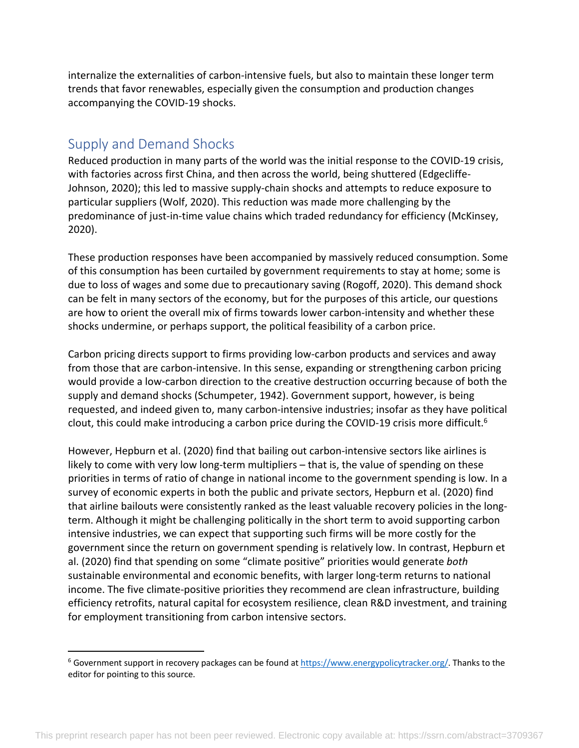internalize the externalities of carbon-intensive fuels, but also to maintain these longer term trends that favor renewables, especially given the consumption and production changes accompanying the COVID-19 shocks.

## Supply and Demand Shocks

Reduced production in many parts of the world was the initial response to the COVID-19 crisis, with factories across first China, and then across the world, being shuttered (Edgecliffe-Johnson, 2020); this led to massive supply-chain shocks and attempts to reduce exposure to particular suppliers (Wolf, 2020). This reduction was made more challenging by the predominance of just-in-time value chains which traded redundancy for efficiency (McKinsey, 2020).

These production responses have been accompanied by massively reduced consumption. Some of this consumption has been curtailed by government requirements to stay at home; some is due to loss of wages and some due to precautionary saving (Rogoff, 2020). This demand shock can be felt in many sectors of the economy, but for the purposes of this article, our questions are how to orient the overall mix of firms towards lower carbon-intensity and whether these shocks undermine, or perhaps support, the political feasibility of a carbon price.

Carbon pricing directs support to firms providing low-carbon products and services and away from those that are carbon-intensive. In this sense, expanding or strengthening carbon pricing would provide a low-carbon direction to the creative destruction occurring because of both the supply and demand shocks (Schumpeter, 1942). Government support, however, is being requested, and indeed given to, many carbon-intensive industries; insofar as they have political clout, this could make introducing a carbon price during the COVID-19 crisis more difficult.[6]

However, Hepburn et al. (2020) find that bailing out carbon-intensive sectors like airlines is likely to come with very low long-term multipliers – that is, the value of spending on these priorities in terms of ratio of change in national income to the government spending is low. In a survey of economic experts in both the public and private sectors, Hepburn et al. (2020) find that airline bailouts were consistently ranked as the least valuable recovery policies in the long-term. Although it might be challenging politically in the short term to avoid supporting carbon intensive industries, we can expect that supporting such firms will be more costly for the government since the return on government spending is relatively low. In contrast, Hepburn et al. (2020) find that spending on some "climate positive" priorities would generate *both* sustainable environmental and economic benefits, with larger long-term returns to national income. The five climate-positive priorities they recommend are clean infrastructure, building efficiency retrofits, natural capital for ecosystem resilience, clean R&D investment, and training for employment transitioning from carbon intensive sectors.

[6] Government support in recovery packages can be found at https://www.energypolicytracker.org/. Thanks to the editor for pointing to this source.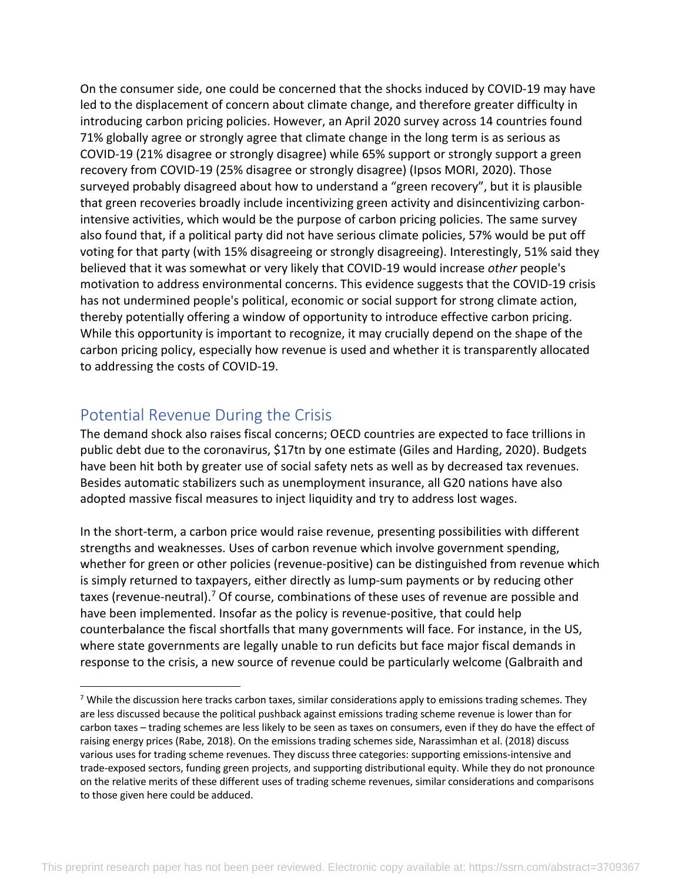On the consumer side, one could be concerned that the shocks induced by COVID-19 may have led to the displacement of concern about climate change, and therefore greater difficulty in introducing carbon pricing policies. However, an April 2020 survey across 14 countries found 71% globally agree or strongly agree that climate change in the long term is as serious as COVID-19 (21% disagree or strongly disagree) while 65% support or strongly support a green recovery from COVID-19 (25% disagree or strongly disagree) (Ipsos MORI, 2020). Those surveyed probably disagreed about how to understand a "green recovery", but it is plausible that green recoveries broadly include incentivizing green activity and disincentivizing carbon-intensive activities, which would be the purpose of carbon pricing policies. The same survey also found that, if a political party did not have serious climate policies, 57% would be put off voting for that party (with 15% disagreeing or strongly disagreeing). Interestingly, 51% said they believed that it was somewhat or very likely that COVID-19 would increase *other* people's motivation to address environmental concerns. This evidence suggests that the COVID-19 crisis has not undermined people's political, economic or social support for strong climate action, thereby potentially offering a window of opportunity to introduce effective carbon pricing. While this opportunity is important to recognize, it may crucially depend on the shape of the carbon pricing policy, especially how revenue is used and whether it is transparently allocated to addressing the costs of COVID-19.

## Potential Revenue During the Crisis

The demand shock also raises fiscal concerns; OECD countries are expected to face trillions in public debt due to the coronavirus, $17tn by one estimate (Giles and Harding, 2020). Budgets have been hit both by greater use of social safety nets as well as by decreased tax revenues. Besides automatic stabilizers such as unemployment insurance, all G20 nations have also adopted massive fiscal measures to inject liquidity and try to address lost wages.

In the short-term, a carbon price would raise revenue, presenting possibilities with different strengths and weaknesses. Uses of carbon revenue which involve government spending, whether for green or other policies (revenue-positive) can be distinguished from revenue which is simply returned to taxpayers, either directly as lump-sum payments or by reducing other taxes (revenue-neutral).[7] Of course, combinations of these uses of revenue are possible and have been implemented. Insofar as the policy is revenue-positive, that could help counterbalance the fiscal shortfalls that many governments will face. For instance, in the US, where state governments are legally unable to run deficits but face major fiscal demands in response to the crisis, a new source of revenue could be particularly welcome (Galbraith and

[7] While the discussion here tracks carbon taxes, similar considerations apply to emissions trading schemes. They are less discussed because the political pushback against emissions trading scheme revenue is lower than for carbon taxes – trading schemes are less likely to be seen as taxes on consumers, even if they do have the effect of raising energy prices (Rabe, 2018). On the emissions trading schemes side, Narassimhan et al. (2018) discuss various uses for trading scheme revenues. They discuss three categories: supporting emissions-intensive and trade-exposed sectors, funding green projects, and supporting distributional equity. While they do not pronounce on the relative merits of these different uses of trading scheme revenues, similar considerations and comparisons to those given here could be adduced.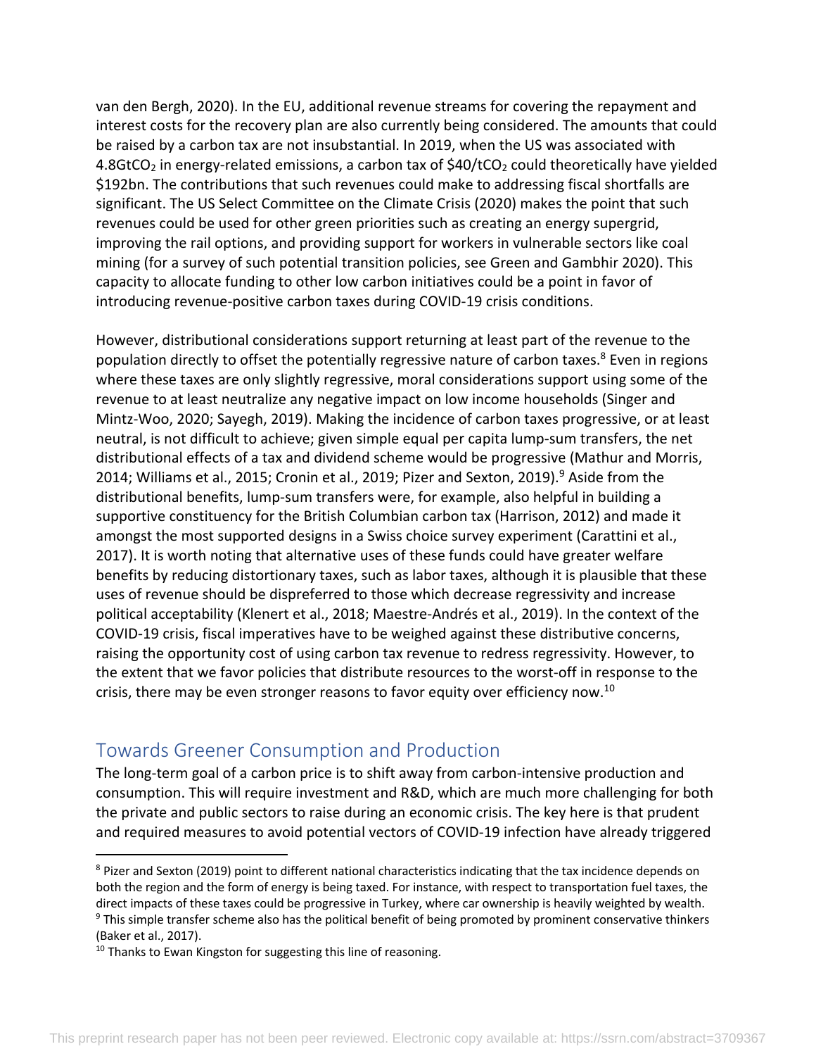van den Bergh, 2020). In the EU, additional revenue streams for covering the repayment and interest costs for the recovery plan are also currently being considered. The amounts that could be raised by a carbon tax are not insubstantial. In 2019, when the US was associated with 4.8Gt$CO_2$ in energy-related emissions, a carbon tax of \$40/t$CO_2$ could theoretically have yielded \$192bn. The contributions that such revenues could make to addressing fiscal shortfalls are significant. The US Select Committee on the Climate Crisis (2020) makes the point that such revenues could be used for other green priorities such as creating an energy supergrid, improving the rail options, and providing support for workers in vulnerable sectors like coal mining (for a survey of such potential transition policies, see Green and Gambhir 2020). This capacity to allocate funding to other low carbon initiatives could be a point in favor of introducing revenue-positive carbon taxes during COVID-19 crisis conditions.

However, distributional considerations support returning at least part of the revenue to the population directly to offset the potentially regressive nature of carbon taxes.[8] Even in regions where these taxes are only slightly regressive, moral considerations support using some of the revenue to at least neutralize any negative impact on low income households (Singer and Mintz-Woo, 2020; Sayegh, 2019). Making the incidence of carbon taxes progressive, or at least neutral, is not difficult to achieve; given simple equal per capita lump-sum transfers, the net distributional effects of a tax and dividend scheme would be progressive (Mathur and Morris, 2014; Williams et al., 2015; Cronin et al., 2019; Pizer and Sexton, 2019).[9] Aside from the distributional benefits, lump-sum transfers were, for example, also helpful in building a supportive constituency for the British Columbian carbon tax (Harrison, 2012) and made it amongst the most supported designs in a Swiss choice survey experiment (Carattini et al., 2017). It is worth noting that alternative uses of these funds could have greater welfare benefits by reducing distortionary taxes, such as labor taxes, although it is plausible that these uses of revenue should be dispreferred to those which decrease regressivity and increase political acceptability (Klenert et al., 2018; Maestre-Andrés et al., 2019). In the context of the COVID-19 crisis, fiscal imperatives have to be weighed against these distributive concerns, raising the opportunity cost of using carbon tax revenue to redress regressivity. However, to the extent that we favor policies that distribute resources to the worst-off in response to the crisis, there may be even stronger reasons to favor equity over efficiency now.[10]

## Towards Greener Consumption and Production

The long-term goal of a carbon price is to shift away from carbon-intensive production and consumption. This will require investment and R&D, which are much more challenging for both the private and public sectors to raise during an economic crisis. The key here is that prudent and required measures to avoid potential vectors of COVID-19 infection have already triggered

[8] Pizer and Sexton (2019) point to different national characteristics indicating that the tax incidence depends on both the region and the form of energy is being taxed. For instance, with respect to transportation fuel taxes, the direct impacts of these taxes could be progressive in Turkey, where car ownership is heavily weighted by wealth.

[9] This simple transfer scheme also has the political benefit of being promoted by prominent conservative thinkers (Baker et al., 2017).

[10] Thanks to Ewan Kingston for suggesting this line of reasoning.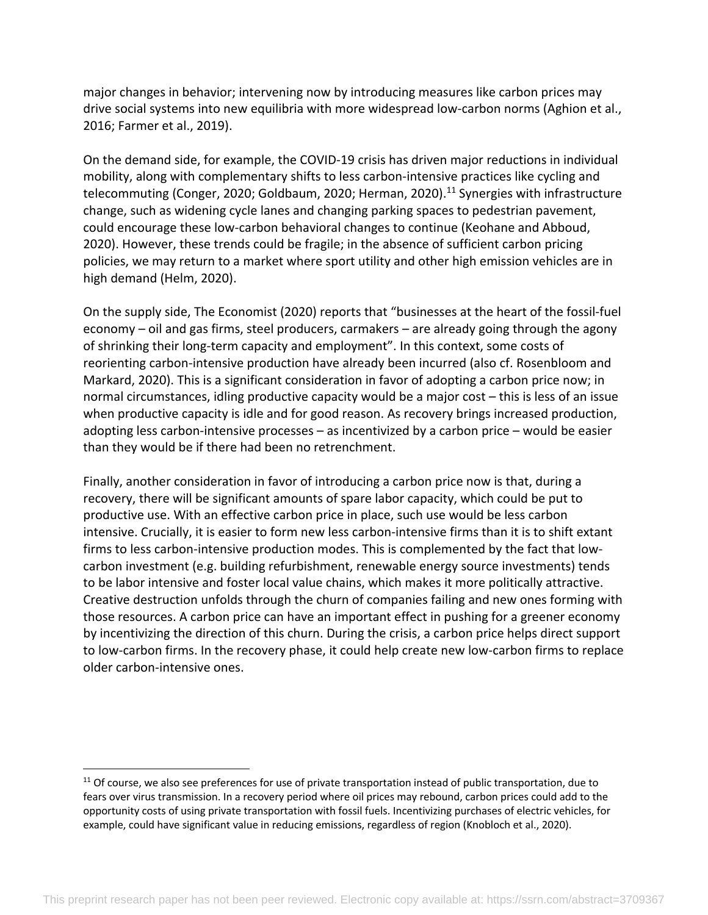major changes in behavior; intervening now by introducing measures like carbon prices may drive social systems into new equilibria with more widespread low-carbon norms (Aghion et al., 2016; Farmer et al., 2019).

On the demand side, for example, the COVID-19 crisis has driven major reductions in individual mobility, along with complementary shifts to less carbon-intensive practices like cycling and telecommuting (Conger, 2020; Goldbaum, 2020; Herman, 2020).[11] Synergies with infrastructure change, such as widening cycle lanes and changing parking spaces to pedestrian pavement, could encourage these low-carbon behavioral changes to continue (Keohane and Abboud, 2020). However, these trends could be fragile; in the absence of sufficient carbon pricing policies, we may return to a market where sport utility and other high emission vehicles are in high demand (Helm, 2020).

On the supply side, The Economist (2020) reports that "businesses at the heart of the fossil-fuel economy – oil and gas firms, steel producers, carmakers – are already going through the agony of shrinking their long-term capacity and employment". In this context, some costs of reorienting carbon-intensive production have already been incurred (also cf. Rosenbloom and Markard, 2020). This is a significant consideration in favor of adopting a carbon price now; in normal circumstances, idling productive capacity would be a major cost – this is less of an issue when productive capacity is idle and for good reason. As recovery brings increased production, adopting less carbon-intensive processes – as incentivized by a carbon price – would be easier than they would be if there had been no retrenchment.

Finally, another consideration in favor of introducing a carbon price now is that, during a recovery, there will be significant amounts of spare labor capacity, which could be put to productive use. With an effective carbon price in place, such use would be less carbon intensive. Crucially, it is easier to form new less carbon-intensive firms than it is to shift extant firms to less carbon-intensive production modes. This is complemented by the fact that low-carbon investment (e.g. building refurbishment, renewable energy source investments) tends to be labor intensive and foster local value chains, which makes it more politically attractive. Creative destruction unfolds through the churn of companies failing and new ones forming with those resources. A carbon price can have an important effect in pushing for a greener economy by incentivizing the direction of this churn. During the crisis, a carbon price helps direct support to low-carbon firms. In the recovery phase, it could help create new low-carbon firms to replace older carbon-intensive ones.

[11] Of course, we also see preferences for use of private transportation instead of public transportation, due to fears over virus transmission. In a recovery period where oil prices may rebound, carbon prices could add to the opportunity costs of using private transportation with fossil fuels. Incentivizing purchases of electric vehicles, for example, could have significant value in reducing emissions, regardless of region (Knobloch et al., 2020).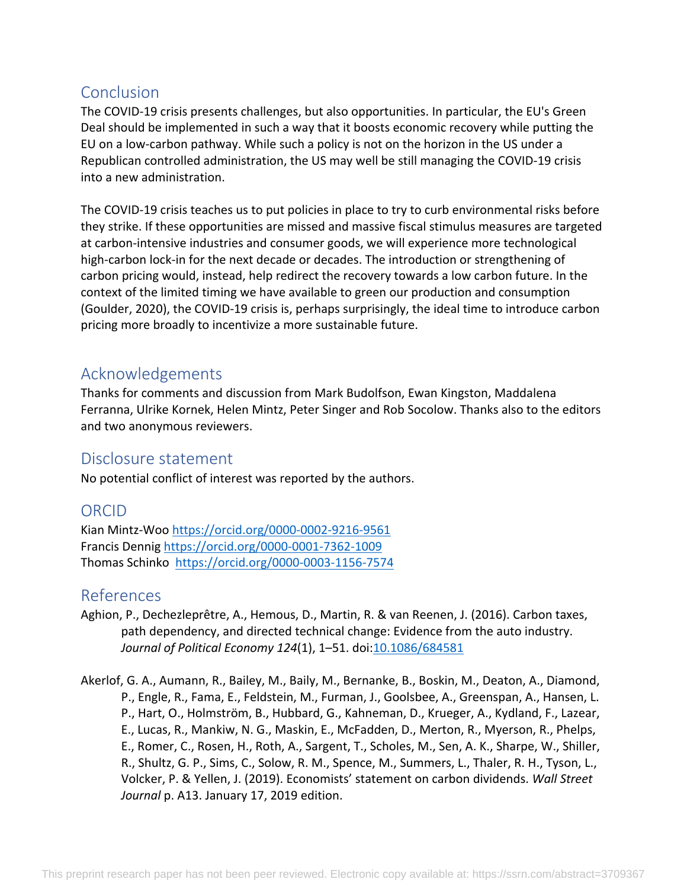## Conclusion

The COVID-19 crisis presents challenges, but also opportunities. In particular, the EU's Green Deal should be implemented in such a way that it boosts economic recovery while putting the EU on a low-carbon pathway. While such a policy is not on the horizon in the US under a Republican controlled administration, the US may well be still managing the COVID-19 crisis into a new administration.

The COVID-19 crisis teaches us to put policies in place to try to curb environmental risks before they strike. If these opportunities are missed and massive fiscal stimulus measures are targeted at carbon-intensive industries and consumer goods, we will experience more technological high-carbon lock-in for the next decade or decades. The introduction or strengthening of carbon pricing would, instead, help redirect the recovery towards a low carbon future. In the context of the limited timing we have available to green our production and consumption (Goulder, 2020), the COVID-19 crisis is, perhaps surprisingly, the ideal time to introduce carbon pricing more broadly to incentivize a more sustainable future.

## Acknowledgements

Thanks for comments and discussion from Mark Budolfson, Ewan Kingston, Maddalena Ferranna, Ulrike Kornek, Helen Mintz, Peter Singer and Rob Socolow. Thanks also to the editors and two anonymous reviewers.

## Disclosure statement

No potential conflict of interest was reported by the authors.

## ORCID

Kian Mintz-Woo https://orcid.org/0000-0002-9216-9561
Francis Dennig https://orcid.org/0000-0001-7362-1009
Thomas Schinko https://orcid.org/0000-0003-1156-7574

## References

Aghion, P., Dechezleprêtre, A., Hemous, D., Martin, R. & van Reenen, J. (2016). Carbon taxes, path dependency, and directed technical change: Evidence from the auto industry. *Journal of Political Economy 124*(1), 1–51. doi:10.1086/684581

Akerlof, G. A., Aumann, R., Bailey, M., Baily, M., Bernanke, B., Boskin, M., Deaton, A., Diamond, P., Engle, R., Fama, E., Feldstein, M., Furman, J., Goolsbee, A., Greenspan, A., Hansen, L. P., Hart, O., Holmström, B., Hubbard, G., Kahneman, D., Krueger, A., Kydland, F., Lazear, E., Lucas, R., Mankiw, N. G., Maskin, E., McFadden, D., Merton, R., Myerson, R., Phelps, E., Romer, C., Rosen, H., Roth, A., Sargent, T., Scholes, M., Sen, A. K., Sharpe, W., Shiller, R., Shultz, G. P., Sims, C., Solow, R. M., Spence, M., Summers, L., Thaler, R. H., Tyson, L., Volcker, P. & Yellen, J. (2019). Economists' statement on carbon dividends. *Wall Street Journal* p. A13. January 17, 2019 edition.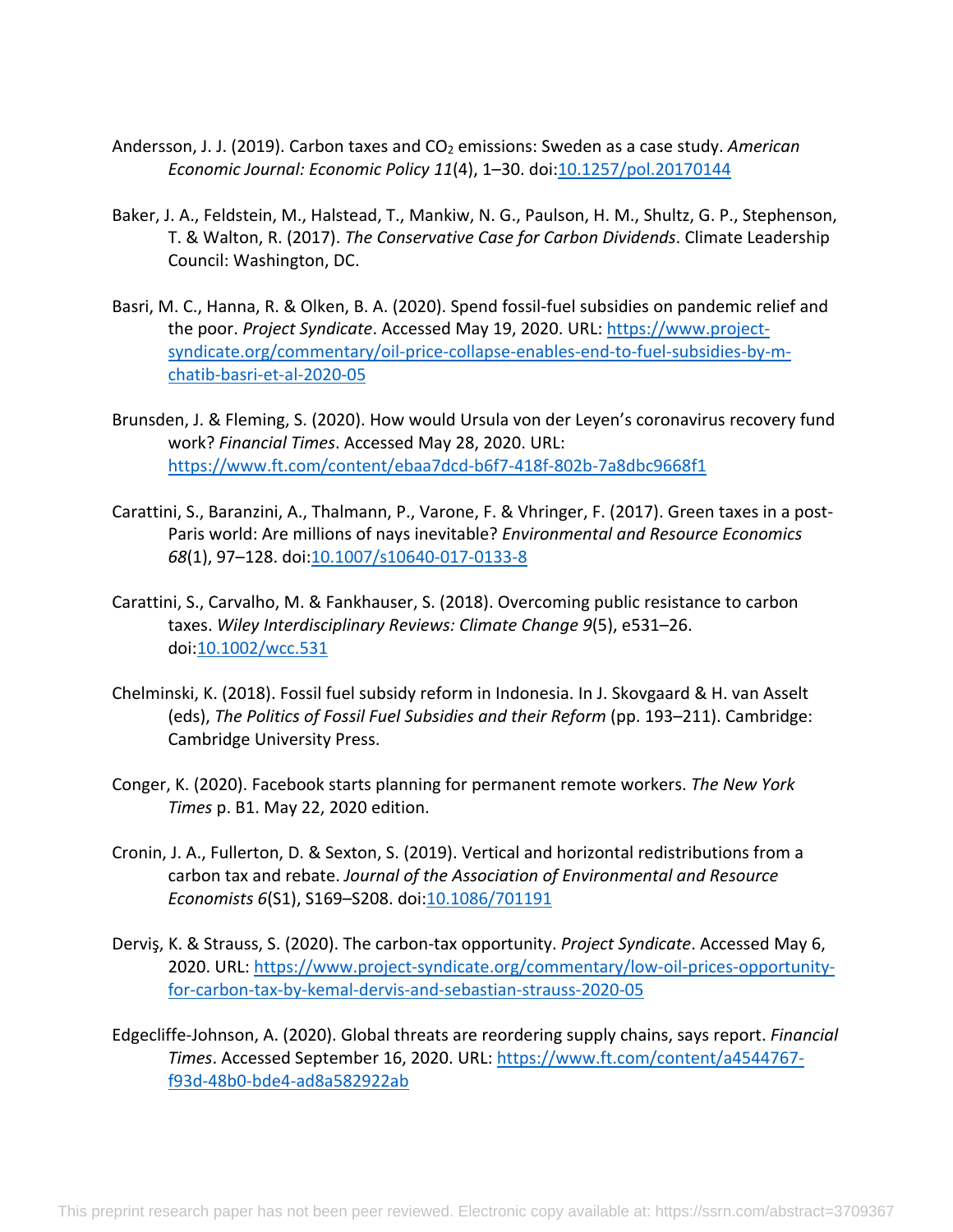Andersson, J. J. (2019). Carbon taxes and $CO_2$ emissions: Sweden as a case study. *American Economic Journal: Economic Policy 11*(4), 1–30. doi:10.1257/pol.20170144

Baker, J. A., Feldstein, M., Halstead, T., Mankiw, N. G., Paulson, H. M., Shultz, G. P., Stephenson, T. & Walton, R. (2017). *The Conservative Case for Carbon Dividends*. Climate Leadership Council: Washington, DC.

Basri, M. C., Hanna, R. & Olken, B. A. (2020). Spend fossil-fuel subsidies on pandemic relief and the poor. *Project Syndicate*. Accessed May 19, 2020. URL: https://www.project-syndicate.org/commentary/oil-price-collapse-enables-end-to-fuel-subsidies-by-m-chatib-basri-et-al-2020-05

Brunsden, J. & Fleming, S. (2020). How would Ursula von der Leyen's coronavirus recovery fund work? *Financial Times*. Accessed May 28, 2020. URL: https://www.ft.com/content/ebaa7dcd-b6f7-418f-802b-7a8dbc9668f1

Carattini, S., Baranzini, A., Thalmann, P., Varone, F. & Vhringer, F. (2017). Green taxes in a post-Paris world: Are millions of nays inevitable? *Environmental and Resource Economics 68*(1), 97–128. doi:10.1007/s10640-017-0133-8

Carattini, S., Carvalho, M. & Fankhauser, S. (2018). Overcoming public resistance to carbon taxes. *Wiley Interdisciplinary Reviews: Climate Change 9*(5), e531–26. doi:10.1002/wcc.531

Chelminski, K. (2018). Fossil fuel subsidy reform in Indonesia. In J. Skovgaard & H. van Asselt (eds), *The Politics of Fossil Fuel Subsidies and their Reform* (pp. 193–211). Cambridge: Cambridge University Press.

Conger, K. (2020). Facebook starts planning for permanent remote workers. *The New York Times* p. B1. May 22, 2020 edition.

Cronin, J. A., Fullerton, D. & Sexton, S. (2019). Vertical and horizontal redistributions from a carbon tax and rebate. *Journal of the Association of Environmental and Resource Economists 6*(S1), S169–S208. doi:10.1086/701191

Derviş, K. & Strauss, S. (2020). The carbon-tax opportunity. *Project Syndicate*. Accessed May 6, 2020. URL: https://www.project-syndicate.org/commentary/low-oil-prices-opportunity-for-carbon-tax-by-kemal-dervis-and-sebastian-strauss-2020-05

Edgecliffe-Johnson, A. (2020). Global threats are reordering supply chains, says report. *Financial Times*. Accessed September 16, 2020. URL: https://www.ft.com/content/a4544767-f93d-48b0-bde4-ad8a582922ab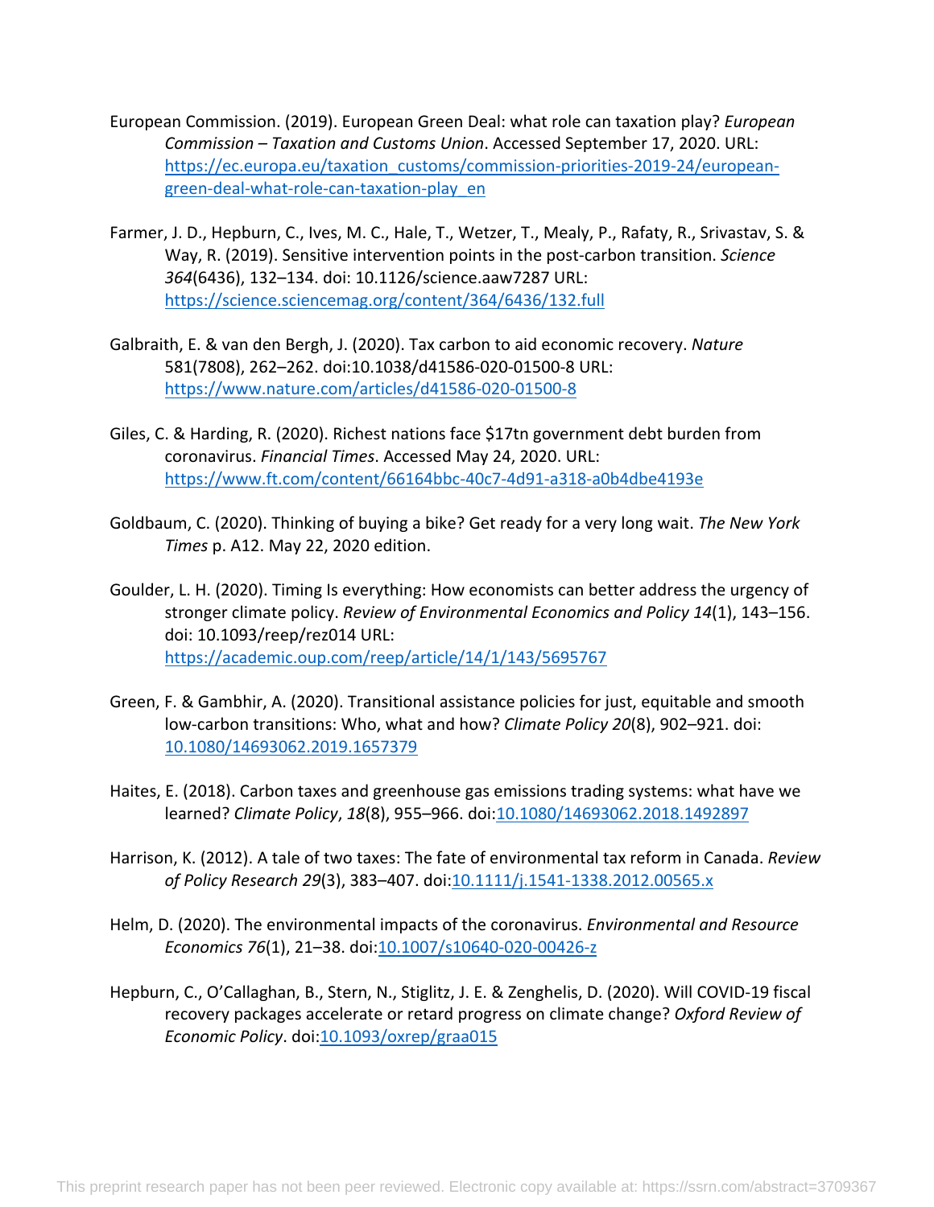European Commission. (2019). European Green Deal: what role can taxation play? *European Commission – Taxation and Customs Union*. Accessed September 17, 2020. URL: https://ec.europa.eu/taxation_customs/commission-priorities-2019-24/european-green-deal-what-role-can-taxation-play_en

Farmer, J. D., Hepburn, C., Ives, M. C., Hale, T., Wetzer, T., Mealy, P., Rafaty, R., Srivastav, S. & Way, R. (2019). Sensitive intervention points in the post-carbon transition. *Science 364*(6436), 132–134. doi: 10.1126/science.aaw7287 URL: https://science.sciencemag.org/content/364/6436/132.full

Galbraith, E. & van den Bergh, J. (2020). Tax carbon to aid economic recovery. *Nature* 581(7808), 262–262. doi:10.1038/d41586-020-01500-8 URL: https://www.nature.com/articles/d41586-020-01500-8

Giles, C. & Harding, R. (2020). Richest nations face $17tn government debt burden from coronavirus. *Financial Times*. Accessed May 24, 2020. URL: https://www.ft.com/content/66164bbc-40c7-4d91-a318-a0b4dbe4193e

Goldbaum, C. (2020). Thinking of buying a bike? Get ready for a very long wait. *The New York Times* p. A12. May 22, 2020 edition.

Goulder, L. H. (2020). Timing Is everything: How economists can better address the urgency of stronger climate policy. *Review of Environmental Economics and Policy 14*(1), 143–156. doi: 10.1093/reep/rez014 URL: https://academic.oup.com/reep/article/14/1/143/5695767

Green, F. & Gambhir, A. (2020). Transitional assistance policies for just, equitable and smooth low-carbon transitions: Who, what and how? *Climate Policy 20*(8), 902–921. doi: 10.1080/14693062.2019.1657379

Haites, E. (2018). Carbon taxes and greenhouse gas emissions trading systems: what have we learned? *Climate Policy*, *18*(8), 955–966. doi:10.1080/14693062.2018.1492897

Harrison, K. (2012). A tale of two taxes: The fate of environmental tax reform in Canada. *Review of Policy Research 29*(3), 383–407. doi:10.1111/j.1541-1338.2012.00565.x

Helm, D. (2020). The environmental impacts of the coronavirus. *Environmental and Resource Economics 76*(1), 21–38. doi:10.1007/s10640-020-00426-z

Hepburn, C., O'Callaghan, B., Stern, N., Stiglitz, J. E. & Zenghelis, D. (2020). Will COVID-19 fiscal recovery packages accelerate or retard progress on climate change? *Oxford Review of Economic Policy*. doi:10.1093/oxrep/graa015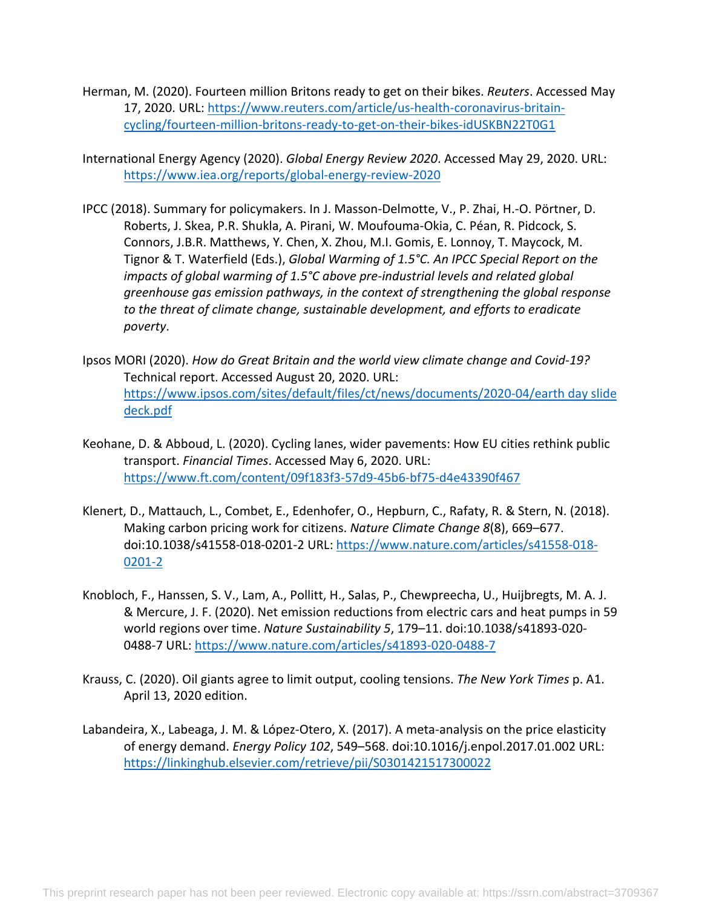Herman, M. (2020). Fourteen million Britons ready to get on their bikes. *Reuters*. Accessed May 17, 2020. URL: https://www.reuters.com/article/us-health-coronavirus-britain-cycling/fourteen-million-britons-ready-to-get-on-their-bikes-idUSKBN22T0G1

International Energy Agency (2020). *Global Energy Review 2020*. Accessed May 29, 2020. URL: https://www.iea.org/reports/global-energy-review-2020

IPCC (2018). Summary for policymakers. In J. Masson-Delmotte, V., P. Zhai, H.-O. Pörtner, D. Roberts, J. Skea, P.R. Shukla, A. Pirani, W. Moufouma-Okia, C. Péan, R. Pidcock, S. Connors, J.B.R. Matthews, Y. Chen, X. Zhou, M.I. Gomis, E. Lonnoy, T. Maycock, M. Tignor & T. Waterfield (Eds.), *Global Warming of 1.5°C. An IPCC Special Report on the impacts of global warming of 1.5°C above pre-industrial levels and related global greenhouse gas emission pathways, in the context of strengthening the global response to the threat of climate change, sustainable development, and efforts to eradicate poverty*.

Ipsos MORI (2020). *How do Great Britain and the world view climate change and Covid-19?* Technical report. Accessed August 20, 2020. URL: https://www.ipsos.com/sites/default/files/ct/news/documents/2020-04/earth day slide deck.pdf

Keohane, D. & Abboud, L. (2020). Cycling lanes, wider pavements: How EU cities rethink public transport. *Financial Times*. Accessed May 6, 2020. URL: https://www.ft.com/content/09f183f3-57d9-45b6-bf75-d4e43390f467

Klenert, D., Mattauch, L., Combet, E., Edenhofer, O., Hepburn, C., Rafaty, R. & Stern, N. (2018). Making carbon pricing work for citizens. *Nature Climate Change 8*(8), 669–677. doi:10.1038/s41558-018-0201-2 URL: https://www.nature.com/articles/s41558-018-0201-2

Knobloch, F., Hanssen, S. V., Lam, A., Pollitt, H., Salas, P., Chewpreecha, U., Huijbregts, M. A. J. & Mercure, J. F. (2020). Net emission reductions from electric cars and heat pumps in 59 world regions over time. *Nature Sustainability 5*, 179–11. doi:10.1038/s41893-020-0488-7 URL: https://www.nature.com/articles/s41893-020-0488-7

Krauss, C. (2020). Oil giants agree to limit output, cooling tensions. *The New York Times* p. A1. April 13, 2020 edition.

Labandeira, X., Labeaga, J. M. & López-Otero, X. (2017). A meta-analysis on the price elasticity of energy demand. *Energy Policy 102*, 549–568. doi:10.1016/j.enpol.2017.01.002 URL: https://linkinghub.elsevier.com/retrieve/pii/S0301421517300022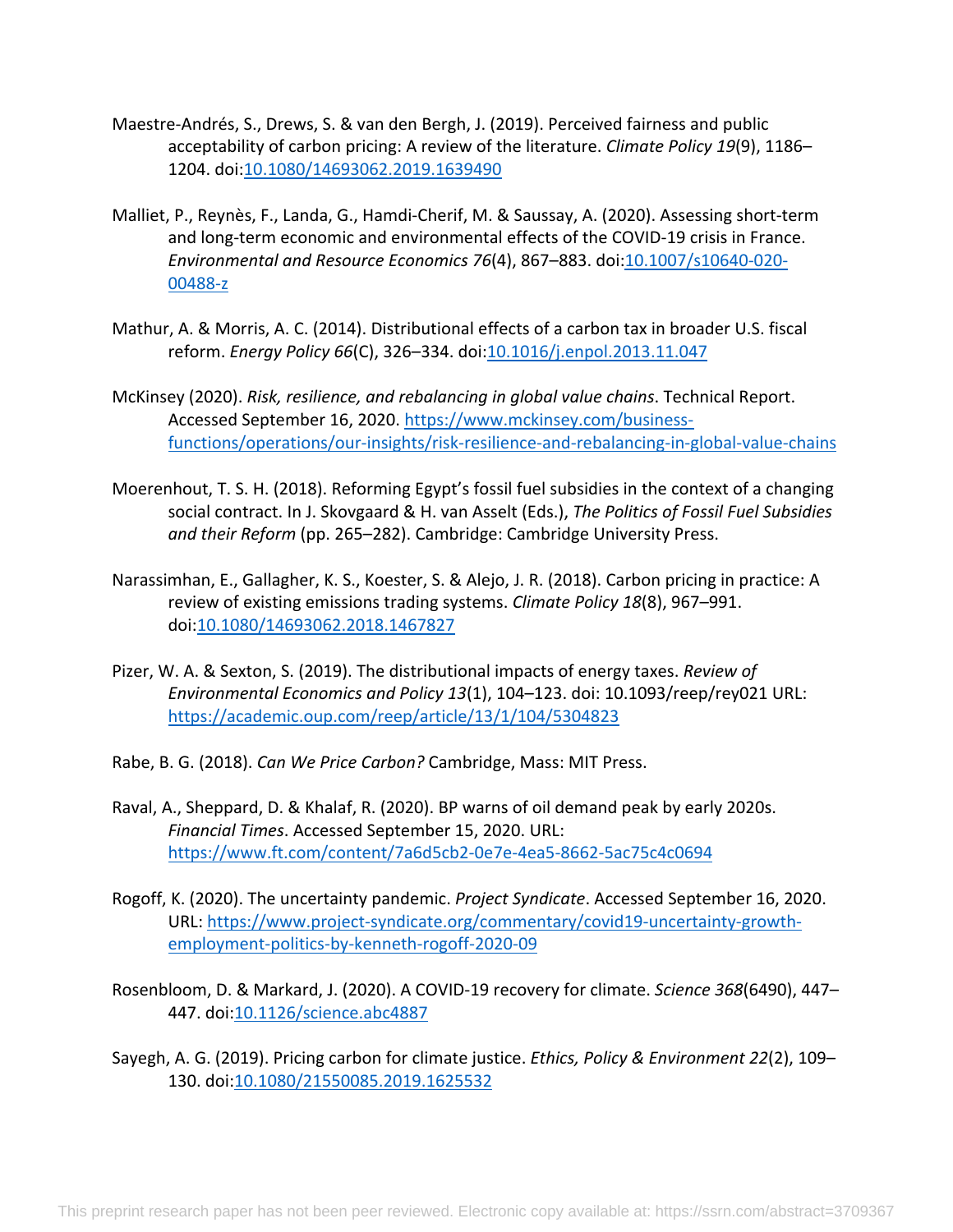Maestre-Andrés, S., Drews, S. & van den Bergh, J. (2019). Perceived fairness and public acceptability of carbon pricing: A review of the literature. *Climate Policy 19*(9), 1186–1204. doi:10.1080/14693062.2019.1639490

Malliet, P., Reynès, F., Landa, G., Hamdi-Cherif, M. & Saussay, A. (2020). Assessing short-term and long-term economic and environmental effects of the COVID-19 crisis in France. *Environmental and Resource Economics 76*(4), 867–883. doi:10.1007/s10640-020-00488-z

Mathur, A. & Morris, A. C. (2014). Distributional effects of a carbon tax in broader U.S. fiscal reform. *Energy Policy 66*(C), 326–334. doi:10.1016/j.enpol.2013.11.047

McKinsey (2020). *Risk, resilience, and rebalancing in global value chains*. Technical Report. Accessed September 16, 2020. https://www.mckinsey.com/business-functions/operations/our-insights/risk-resilience-and-rebalancing-in-global-value-chains

Moerenhout, T. S. H. (2018). Reforming Egypt's fossil fuel subsidies in the context of a changing social contract. In J. Skovgaard & H. van Asselt (Eds.), *The Politics of Fossil Fuel Subsidies and their Reform* (pp. 265–282). Cambridge: Cambridge University Press.

Narassimhan, E., Gallagher, K. S., Koester, S. & Alejo, J. R. (2018). Carbon pricing in practice: A review of existing emissions trading systems. *Climate Policy 18*(8), 967–991. doi:10.1080/14693062.2018.1467827

Pizer, W. A. & Sexton, S. (2019). The distributional impacts of energy taxes. *Review of Environmental Economics and Policy 13*(1), 104–123. doi: 10.1093/reep/rey021 URL: https://academic.oup.com/reep/article/13/1/104/5304823

Rabe, B. G. (2018). *Can We Price Carbon?* Cambridge, Mass: MIT Press.

Raval, A., Sheppard, D. & Khalaf, R. (2020). BP warns of oil demand peak by early 2020s. *Financial Times*. Accessed September 15, 2020. URL: https://www.ft.com/content/7a6d5cb2-0e7e-4ea5-8662-5ac75c4c0694

Rogoff, K. (2020). The uncertainty pandemic. *Project Syndicate*. Accessed September 16, 2020. URL: https://www.project-syndicate.org/commentary/covid19-uncertainty-growth-employment-politics-by-kenneth-rogoff-2020-09

Rosenbloom, D. & Markard, J. (2020). A COVID-19 recovery for climate. *Science 368*(6490), 447–447. doi:10.1126/science.abc4887

Sayegh, A. G. (2019). Pricing carbon for climate justice. *Ethics, Policy & Environment 22*(2), 109–130. doi:10.1080/21550085.2019.1625532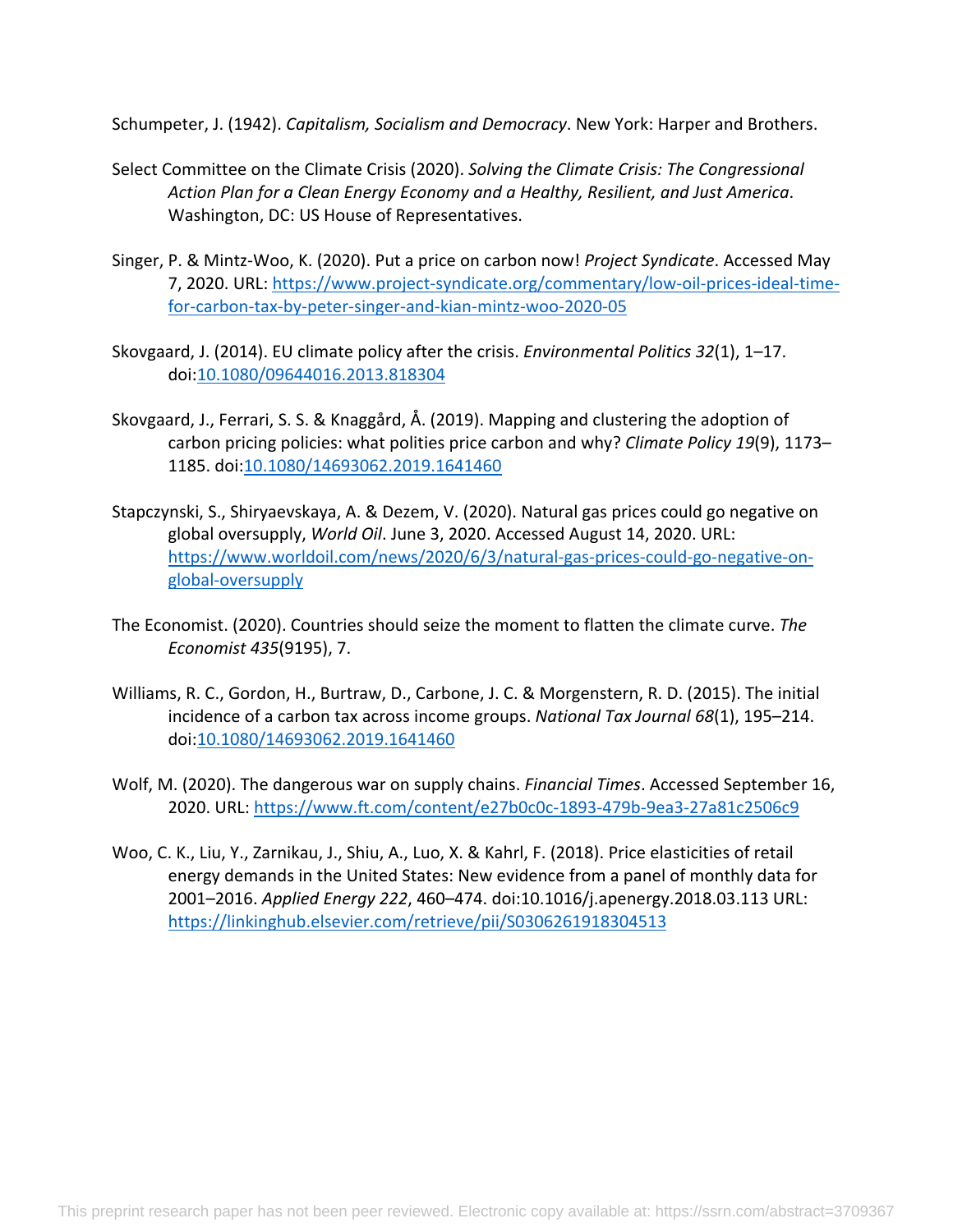Schumpeter, J. (1942). *Capitalism, Socialism and Democracy*. New York: Harper and Brothers.

Select Committee on the Climate Crisis (2020). *Solving the Climate Crisis: The Congressional Action Plan for a Clean Energy Economy and a Healthy, Resilient, and Just America*. Washington, DC: US House of Representatives.

Singer, P. & Mintz-Woo, K. (2020). Put a price on carbon now! *Project Syndicate*. Accessed May 7, 2020. URL: https://www.project-syndicate.org/commentary/low-oil-prices-ideal-time-for-carbon-tax-by-peter-singer-and-kian-mintz-woo-2020-05

Skovgaard, J. (2014). EU climate policy after the crisis. *Environmental Politics 32*(1), 1–17. doi:10.1080/09644016.2013.818304

Skovgaard, J., Ferrari, S. S. & Knaggård, Å. (2019). Mapping and clustering the adoption of carbon pricing policies: what polities price carbon and why? *Climate Policy 19*(9), 1173–1185. doi:10.1080/14693062.2019.1641460

Stapczynski, S., Shiryaevskaya, A. & Dezem, V. (2020). Natural gas prices could go negative on global oversupply, *World Oil*. June 3, 2020. Accessed August 14, 2020. URL: https://www.worldoil.com/news/2020/6/3/natural-gas-prices-could-go-negative-on-global-oversupply

The Economist. (2020). Countries should seize the moment to flatten the climate curve. *The Economist 435*(9195), 7.

Williams, R. C., Gordon, H., Burtraw, D., Carbone, J. C. & Morgenstern, R. D. (2015). The initial incidence of a carbon tax across income groups. *National Tax Journal 68*(1), 195–214. doi:10.1080/14693062.2019.1641460

Wolf, M. (2020). The dangerous war on supply chains. *Financial Times*. Accessed September 16, 2020. URL: https://www.ft.com/content/e27b0c0c-1893-479b-9ea3-27a81c2506c9

Woo, C. K., Liu, Y., Zarnikau, J., Shiu, A., Luo, X. & Kahrl, F. (2018). Price elasticities of retail energy demands in the United States: New evidence from a panel of monthly data for 2001–2016. *Applied Energy 222*, 460–474. doi:10.1016/j.apenergy.2018.03.113 URL: https://linkinghub.elsevier.com/retrieve/pii/S0306261918304513